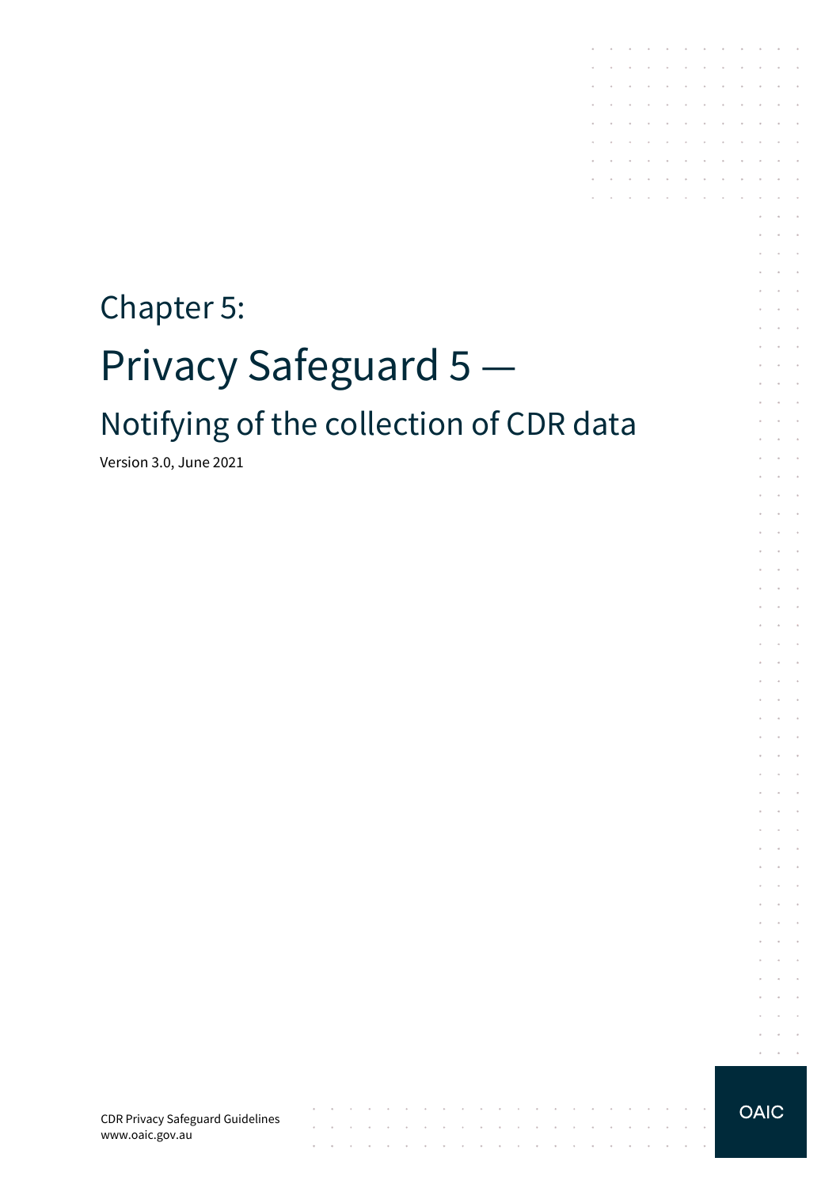# Chapter 5:

# Privacy Safeguard 5 —

## Notifying of the collection of CDR data

Version 3.0, June 2021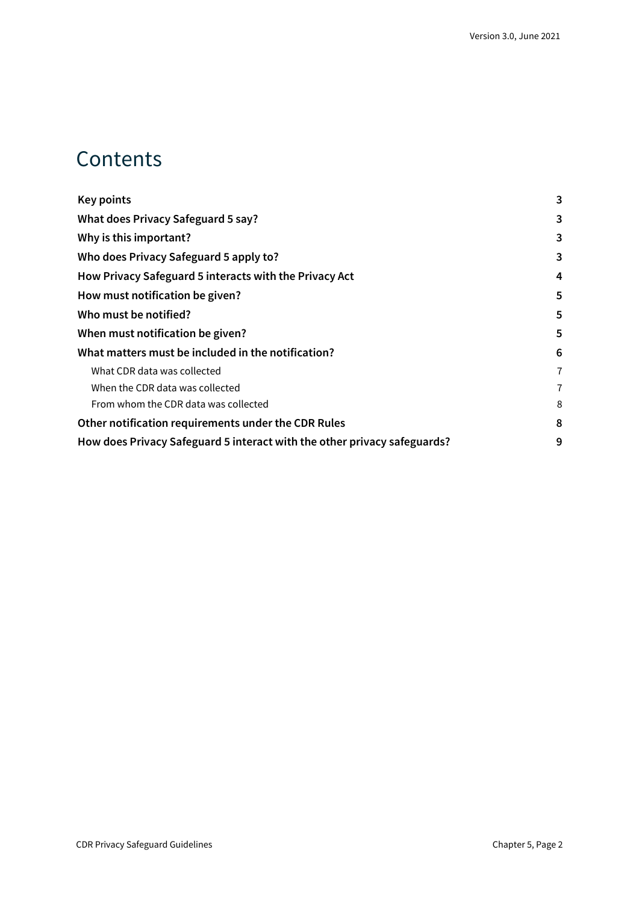# Contents

| | |
|---|---|
| **Key points** | **3** |
| **What does Privacy Safeguard 5 say?** | **3** |
| **Why is this important?** | **3** |
| **Who does Privacy Safeguard 5 apply to?** | **3** |
| **How Privacy Safeguard 5 interacts with the Privacy Act** | **4** |
| **How must notification be given?** | **5** |
| **Who must be notified?** | **5** |
| **When must notification be given?** | **5** |
| **What matters must be included in the notification?** | **6** |
| What CDR data was collected | 7 |
| When the CDR data was collected | 7 |
| From whom the CDR data was collected | 8 |
| **Other notification requirements under the CDR Rules** | **8** |
| **How does Privacy Safeguard 5 interact with the other privacy safeguards?** | **9** |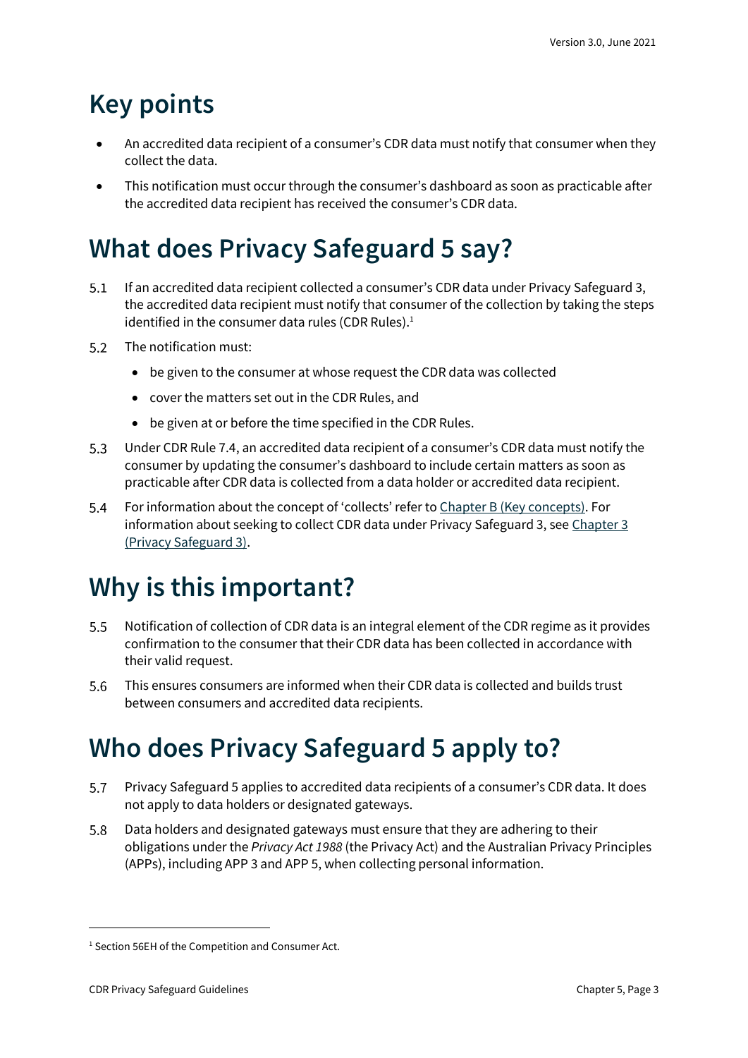# Key points

- An accredited data recipient of a consumer's CDR data must notify that consumer when they collect the data.
- This notification must occur through the consumer's dashboard as soon as practicable after the accredited data recipient has received the consumer's CDR data.

# What does Privacy Safeguard 5 say?

5.1 If an accredited data recipient collected a consumer's CDR data under Privacy Safeguard 3, the accredited data recipient must notify that consumer of the collection by taking the steps identified in the consumer data rules (CDR Rules).[1]

5.2 The notification must:

- be given to the consumer at whose request the CDR data was collected
- cover the matters set out in the CDR Rules, and
- be given at or before the time specified in the CDR Rules.

5.3 Under CDR Rule 7.4, an accredited data recipient of a consumer's CDR data must notify the consumer by updating the consumer's dashboard to include certain matters as soon as practicable after CDR data is collected from a data holder or accredited data recipient.

5.4 For information about the concept of 'collects' refer to Chapter B (Key concepts). For information about seeking to collect CDR data under Privacy Safeguard 3, see Chapter 3 (Privacy Safeguard 3).

# Why is this important?

5.5 Notification of collection of CDR data is an integral element of the CDR regime as it provides confirmation to the consumer that their CDR data has been collected in accordance with their valid request.

5.6 This ensures consumers are informed when their CDR data is collected and builds trust between consumers and accredited data recipients.

# Who does Privacy Safeguard 5 apply to?

5.7 Privacy Safeguard 5 applies to accredited data recipients of a consumer's CDR data. It does not apply to data holders or designated gateways.

5.8 Data holders and designated gateways must ensure that they are adhering to their obligations under the *Privacy Act 1988* (the Privacy Act) and the Australian Privacy Principles (APPs), including APP 3 and APP 5, when collecting personal information.

---

[1] Section 56EH of the Competition and Consumer Act.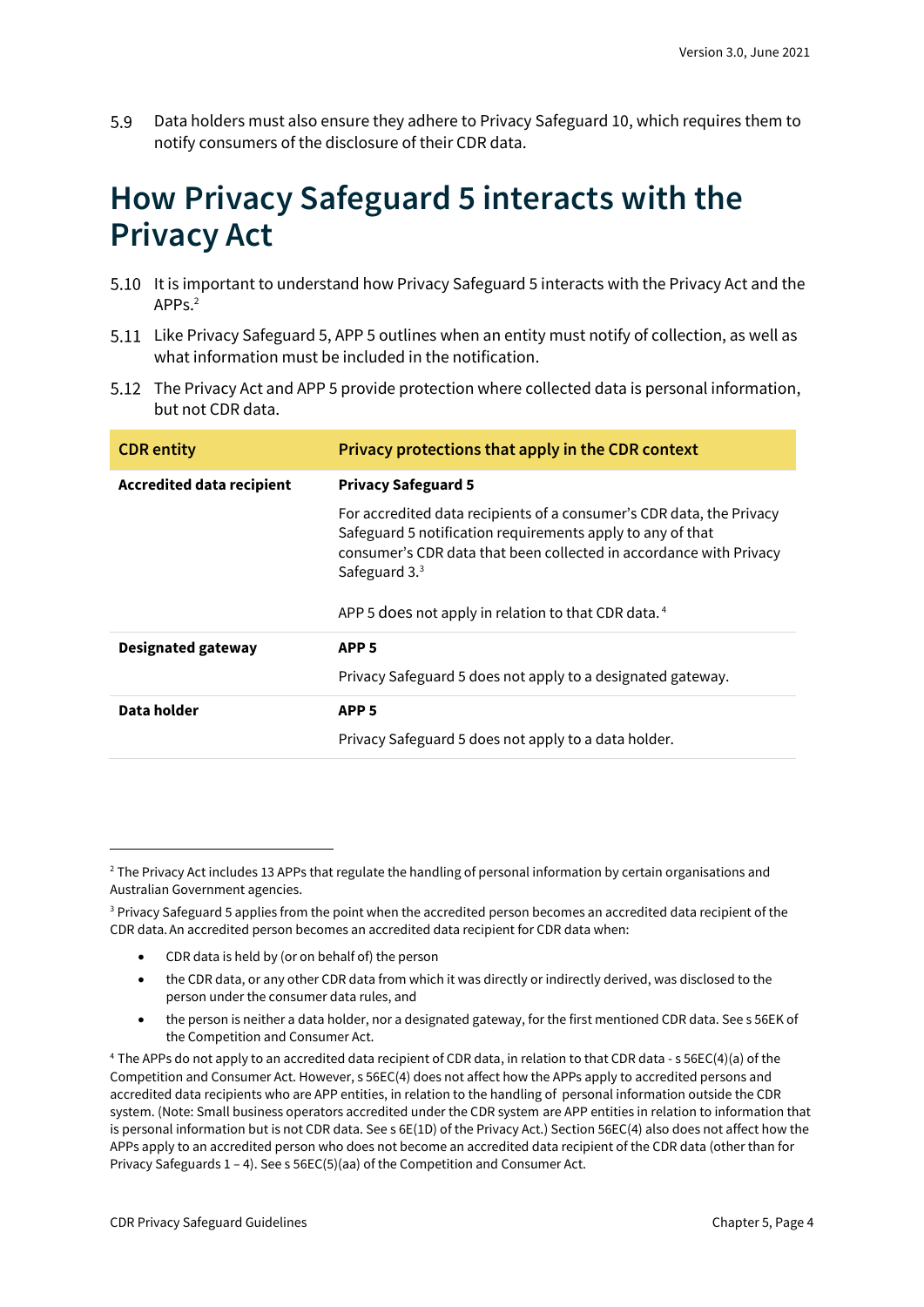5.9 Data holders must also ensure they adhere to Privacy Safeguard 10, which requires them to notify consumers of the disclosure of their CDR data.

# How Privacy Safeguard 5 interacts with the Privacy Act

5.10 It is important to understand how Privacy Safeguard 5 interacts with the Privacy Act and the APPs.[2]

5.11 Like Privacy Safeguard 5, APP 5 outlines when an entity must notify of collection, as well as what information must be included in the notification.

5.12 The Privacy Act and APP 5 provide protection where collected data is personal information, but not CDR data.

| CDR entity | Privacy protections that apply in the CDR context |
|---|---|
| **Accredited data recipient** | **Privacy Safeguard 5**<br><br>For accredited data recipients of a consumer's CDR data, the Privacy Safeguard 5 notification requirements apply to any of that consumer's CDR data that been collected in accordance with Privacy Safeguard 3.[3]<br><br>APP 5 does not apply in relation to that CDR data.[4] |
| **Designated gateway** | **APP 5**<br><br>Privacy Safeguard 5 does not apply to a designated gateway. |
| **Data holder** | **APP 5**<br><br>Privacy Safeguard 5 does not apply to a data holder. |

---

[2] The Privacy Act includes 13 APPs that regulate the handling of personal information by certain organisations and Australian Government agencies.

[3] Privacy Safeguard 5 applies from the point when the accredited person becomes an accredited data recipient of the CDR data. An accredited person becomes an accredited data recipient for CDR data when:

- CDR data is held by (or on behalf of) the person
- the CDR data, or any other CDR data from which it was directly or indirectly derived, was disclosed to the person under the consumer data rules, and
- the person is neither a data holder, nor a designated gateway, for the first mentioned CDR data. See s 56EK of the Competition and Consumer Act.

[4] The APPs do not apply to an accredited data recipient of CDR data, in relation to that CDR data - s 56EC(4)(a) of the Competition and Consumer Act. However, s 56EC(4) does not affect how the APPs apply to accredited persons and accredited data recipients who are APP entities, in relation to the handling of personal information outside the CDR system. (Note: Small business operators accredited under the CDR system are APP entities in relation to information that is personal information but is not CDR data. See s 6E(1D) of the Privacy Act.) Section 56EC(4) also does not affect how the APPs apply to an accredited person who does not become an accredited data recipient of the CDR data (other than for Privacy Safeguards 1 – 4). See s 56EC(5)(aa) of the Competition and Consumer Act.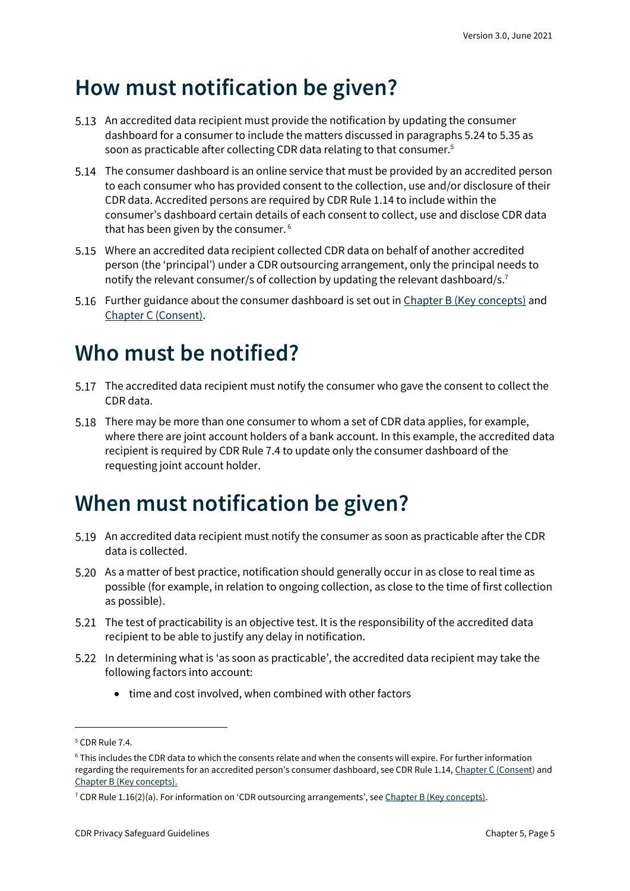# How must notification be given?

5.13 An accredited data recipient must provide the notification by updating the consumer dashboard for a consumer to include the matters discussed in paragraphs 5.24 to 5.35 as soon as practicable after collecting CDR data relating to that consumer.[5]

5.14 The consumer dashboard is an online service that must be provided by an accredited person to each consumer who has provided consent to the collection, use and/or disclosure of their CDR data. Accredited persons are required by CDR Rule 1.14 to include within the consumer's dashboard certain details of each consent to collect, use and disclose CDR data that has been given by the consumer.[6]

5.15 Where an accredited data recipient collected CDR data on behalf of another accredited person (the 'principal') under a CDR outsourcing arrangement, only the principal needs to notify the relevant consumer/s of collection by updating the relevant dashboard/s.[7]

5.16 Further guidance about the consumer dashboard is set out in [Chapter B (Key concepts)] and [Chapter C (Consent)].

# Who must be notified?

5.17 The accredited data recipient must notify the consumer who gave the consent to collect the CDR data.

5.18 There may be more than one consumer to whom a set of CDR data applies, for example, where there are joint account holders of a bank account. In this example, the accredited data recipient is required by CDR Rule 7.4 to update only the consumer dashboard of the requesting joint account holder.

# When must notification be given?

5.19 An accredited data recipient must notify the consumer as soon as practicable after the CDR data is collected.

5.20 As a matter of best practice, notification should generally occur in as close to real time as possible (for example, in relation to ongoing collection, as close to the time of first collection as possible).

5.21 The test of practicability is an objective test. It is the responsibility of the accredited data recipient to be able to justify any delay in notification.

5.22 In determining what is 'as soon as practicable', the accredited data recipient may take the following factors into account:

- time and cost involved, when combined with other factors

---

[5] CDR Rule 7.4.

[6] This includes the CDR data to which the consents relate and when the consents will expire. For further information regarding the requirements for an accredited person's consumer dashboard, see CDR Rule 1.14, [Chapter C (Consent)] and [Chapter B (Key concepts).]

[7] CDR Rule 1.16(2)(a). For information on 'CDR outsourcing arrangements', see [Chapter B (Key concepts)].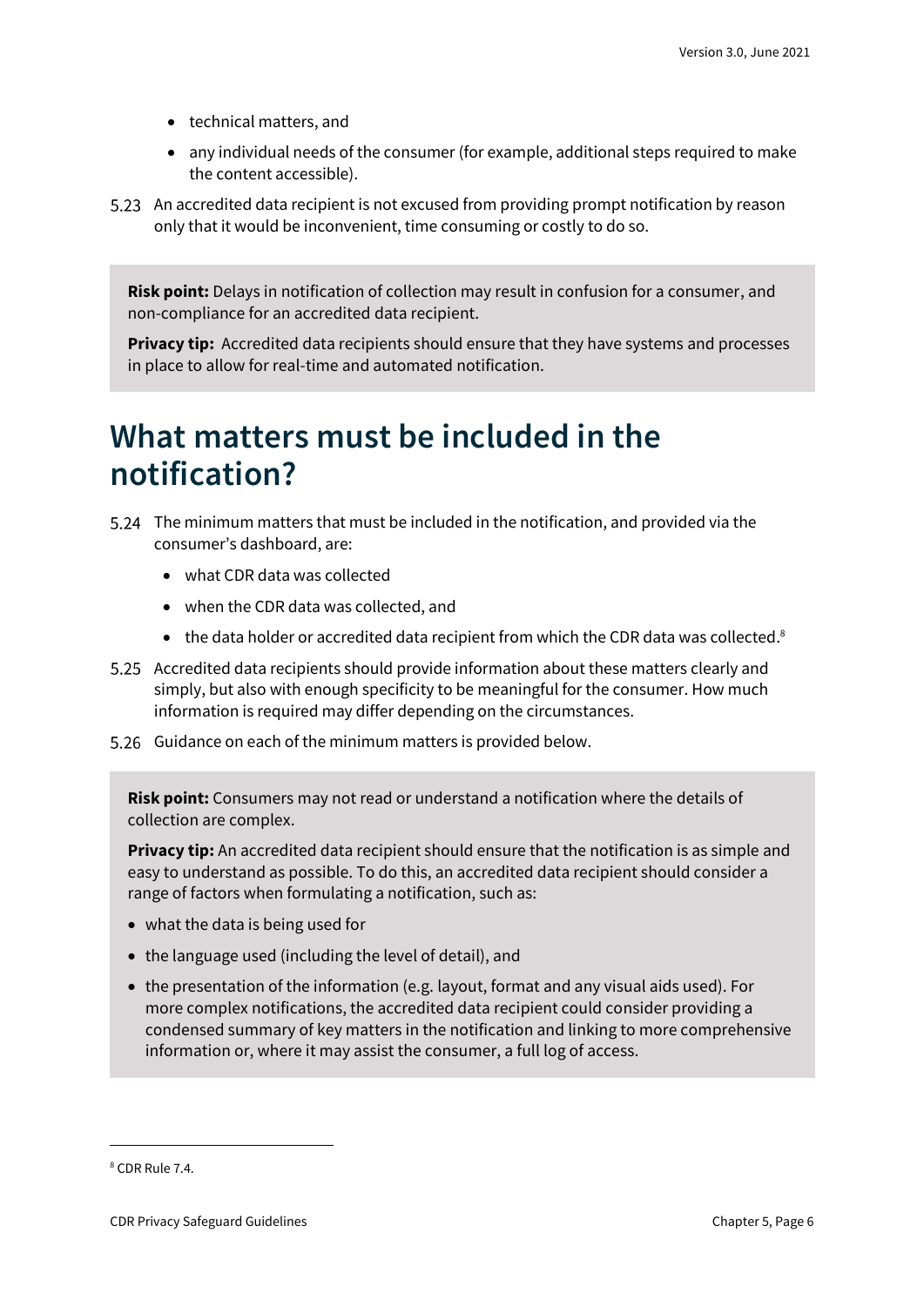- technical matters, and
- any individual needs of the consumer (for example, additional steps required to make the content accessible).

5.23 An accredited data recipient is not excused from providing prompt notification by reason only that it would be inconvenient, time consuming or costly to do so.

> **Risk point:** Delays in notification of collection may result in confusion for a consumer, and non-compliance for an accredited data recipient.
>
> **Privacy tip:** Accredited data recipients should ensure that they have systems and processes in place to allow for real-time and automated notification.

# What matters must be included in the notification?

5.24 The minimum matters that must be included in the notification, and provided via the consumer's dashboard, are:

- what CDR data was collected
- when the CDR data was collected, and
- the data holder or accredited data recipient from which the CDR data was collected.[8]

5.25 Accredited data recipients should provide information about these matters clearly and simply, but also with enough specificity to be meaningful for the consumer. How much information is required may differ depending on the circumstances.

5.26 Guidance on each of the minimum matters is provided below.

> **Risk point:** Consumers may not read or understand a notification where the details of collection are complex.
>
> **Privacy tip:** An accredited data recipient should ensure that the notification is as simple and easy to understand as possible. To do this, an accredited data recipient should consider a range of factors when formulating a notification, such as:
>
> - what the data is being used for
> - the language used (including the level of detail), and
> - the presentation of the information (e.g. layout, format and any visual aids used). For more complex notifications, the accredited data recipient could consider providing a condensed summary of key matters in the notification and linking to more comprehensive information or, where it may assist the consumer, a full log of access.

[8] CDR Rule 7.4.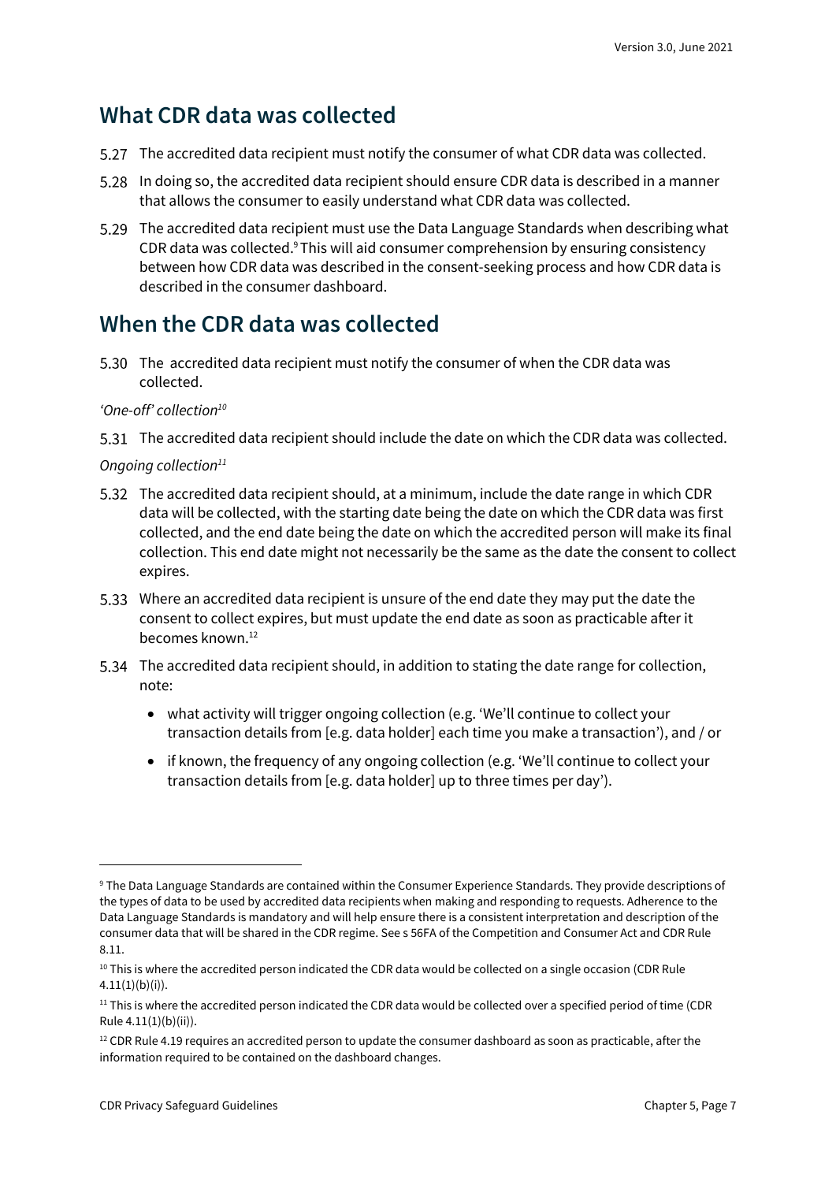## What CDR data was collected

5.27 The accredited data recipient must notify the consumer of what CDR data was collected.

5.28 In doing so, the accredited data recipient should ensure CDR data is described in a manner that allows the consumer to easily understand what CDR data was collected.

5.29 The accredited data recipient must use the Data Language Standards when describing what CDR data was collected.[9] This will aid consumer comprehension by ensuring consistency between how CDR data was described in the consent-seeking process and how CDR data is described in the consumer dashboard.

## When the CDR data was collected

5.30 The accredited data recipient must notify the consumer of when the CDR data was collected.

*'One-off' collection*[10]

5.31 The accredited data recipient should include the date on which the CDR data was collected.

*Ongoing collection*[11]

5.32 The accredited data recipient should, at a minimum, include the date range in which CDR data will be collected, with the starting date being the date on which the CDR data was first collected, and the end date being the date on which the accredited person will make its final collection. This end date might not necessarily be the same as the date the consent to collect expires.

5.33 Where an accredited data recipient is unsure of the end date they may put the date the consent to collect expires, but must update the end date as soon as practicable after it becomes known.[12]

5.34 The accredited data recipient should, in addition to stating the date range for collection, note:

- what activity will trigger ongoing collection (e.g. 'We'll continue to collect your transaction details from [e.g. data holder] each time you make a transaction'), and / or
- if known, the frequency of any ongoing collection (e.g. 'We'll continue to collect your transaction details from [e.g. data holder] up to three times per day').

---

[9] The Data Language Standards are contained within the Consumer Experience Standards. They provide descriptions of the types of data to be used by accredited data recipients when making and responding to requests. Adherence to the Data Language Standards is mandatory and will help ensure there is a consistent interpretation and description of the consumer data that will be shared in the CDR regime. See s 56FA of the Competition and Consumer Act and CDR Rule 8.11.

[10] This is where the accredited person indicated the CDR data would be collected on a single occasion (CDR Rule 4.11(1)(b)(i)).

[11] This is where the accredited person indicated the CDR data would be collected over a specified period of time (CDR Rule 4.11(1)(b)(ii)).

[12] CDR Rule 4.19 requires an accredited person to update the consumer dashboard as soon as practicable, after the information required to be contained on the dashboard changes.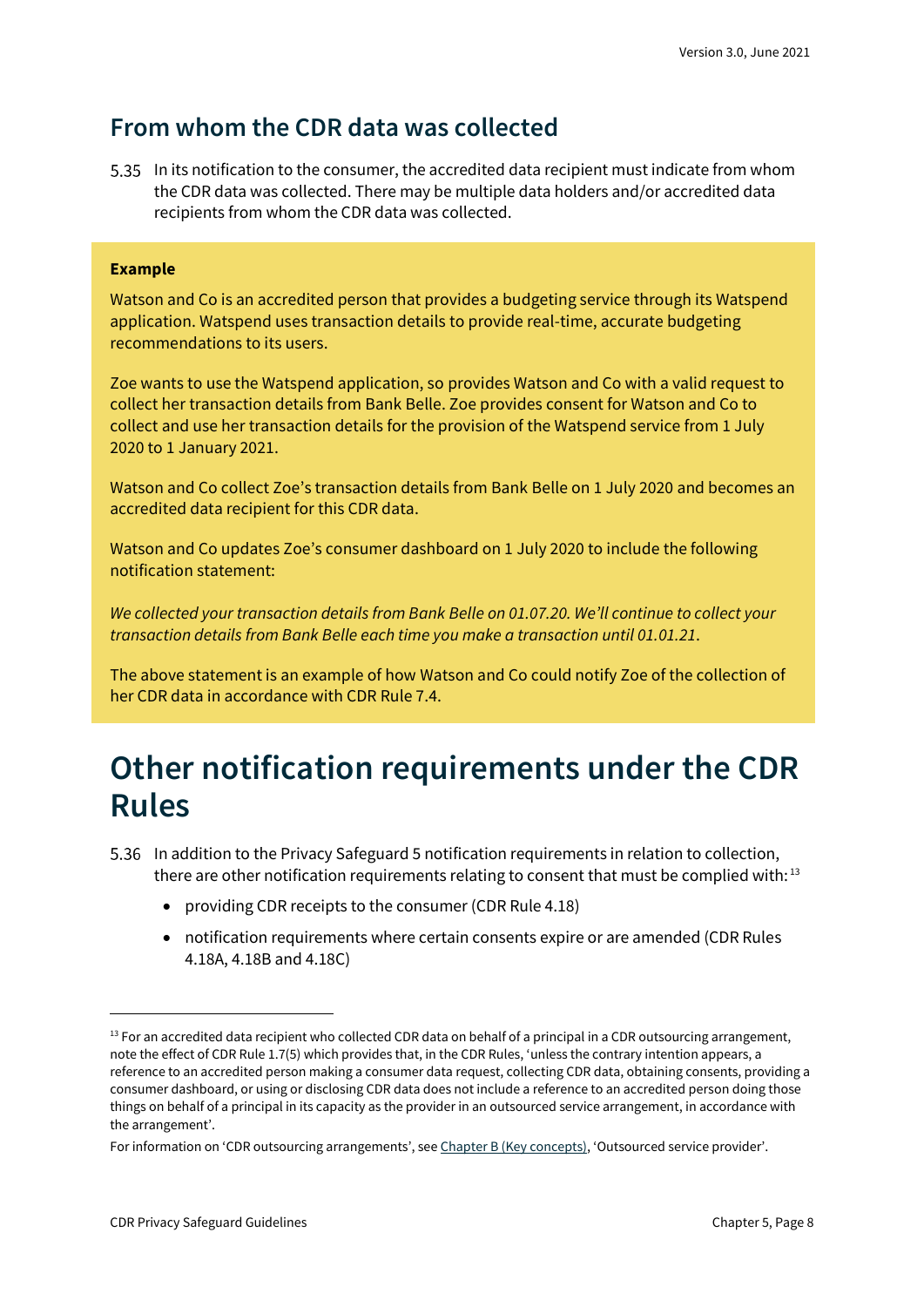## From whom the CDR data was collected

5.35 In its notification to the consumer, the accredited data recipient must indicate from whom the CDR data was collected. There may be multiple data holders and/or accredited data recipients from whom the CDR data was collected.

> **Example**
>
> Watson and Co is an accredited person that provides a budgeting service through its Watspend application. Watspend uses transaction details to provide real-time, accurate budgeting recommendations to its users.
>
> Zoe wants to use the Watspend application, so provides Watson and Co with a valid request to collect her transaction details from Bank Belle. Zoe provides consent for Watson and Co to collect and use her transaction details for the provision of the Watspend service from 1 July 2020 to 1 January 2021.
>
> Watson and Co collect Zoe's transaction details from Bank Belle on 1 July 2020 and becomes an accredited data recipient for this CDR data.
>
> Watson and Co updates Zoe's consumer dashboard on 1 July 2020 to include the following notification statement:
>
> *We collected your transaction details from Bank Belle on 01.07.20. We'll continue to collect your transaction details from Bank Belle each time you make a transaction until 01.01.21.*
>
> The above statement is an example of how Watson and Co could notify Zoe of the collection of her CDR data in accordance with CDR Rule 7.4.

# Other notification requirements under the CDR Rules

5.36 In addition to the Privacy Safeguard 5 notification requirements in relation to collection, there are other notification requirements relating to consent that must be complied with:[13]

- providing CDR receipts to the consumer (CDR Rule 4.18)
- notification requirements where certain consents expire or are amended (CDR Rules 4.18A, 4.18B and 4.18C)

---

[13] For an accredited data recipient who collected CDR data on behalf of a principal in a CDR outsourcing arrangement, note the effect of CDR Rule 1.7(5) which provides that, in the CDR Rules, 'unless the contrary intention appears, a reference to an accredited person making a consumer data request, collecting CDR data, obtaining consents, providing a consumer dashboard, or using or disclosing CDR data does not include a reference to an accredited person doing those things on behalf of a principal in its capacity as the provider in an outsourced service arrangement, in accordance with the arrangement'.

For information on 'CDR outsourcing arrangements', see Chapter B (Key concepts), 'Outsourced service provider'.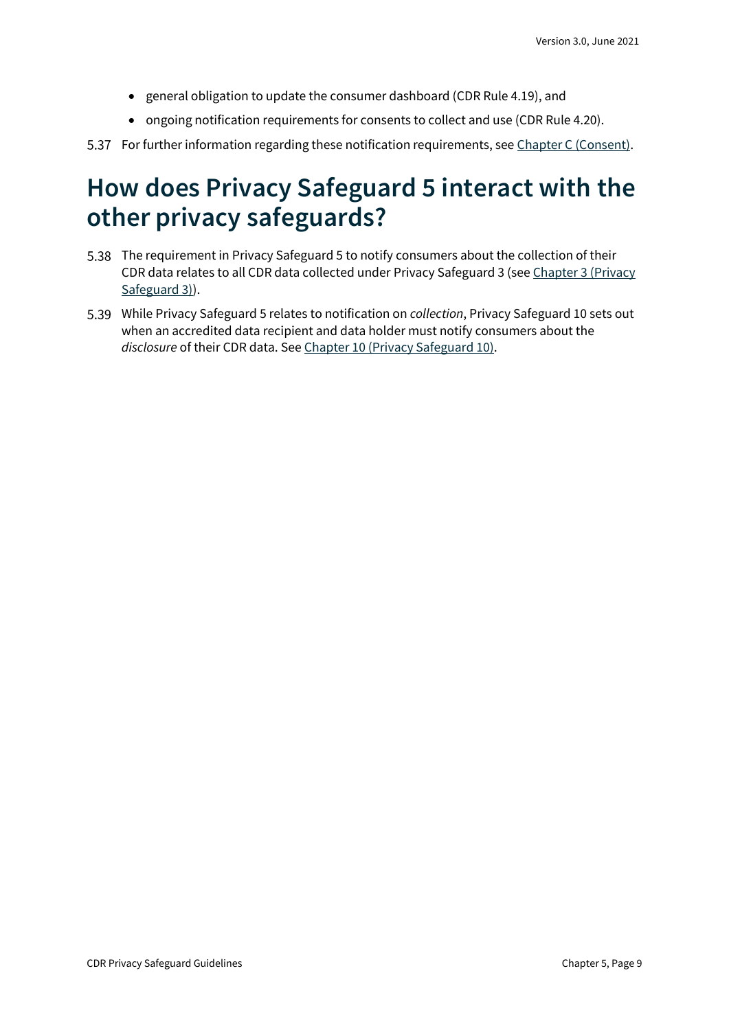- general obligation to update the consumer dashboard (CDR Rule 4.19), and
- ongoing notification requirements for consents to collect and use (CDR Rule 4.20).

5.37 For further information regarding these notification requirements, see Chapter C (Consent).

## How does Privacy Safeguard 5 interact with the other privacy safeguards?

5.38 The requirement in Privacy Safeguard 5 to notify consumers about the collection of their CDR data relates to all CDR data collected under Privacy Safeguard 3 (see Chapter 3 (Privacy Safeguard 3)).

5.39 While Privacy Safeguard 5 relates to notification on *collection*, Privacy Safeguard 10 sets out when an accredited data recipient and data holder must notify consumers about the *disclosure* of their CDR data. See Chapter 10 (Privacy Safeguard 10).